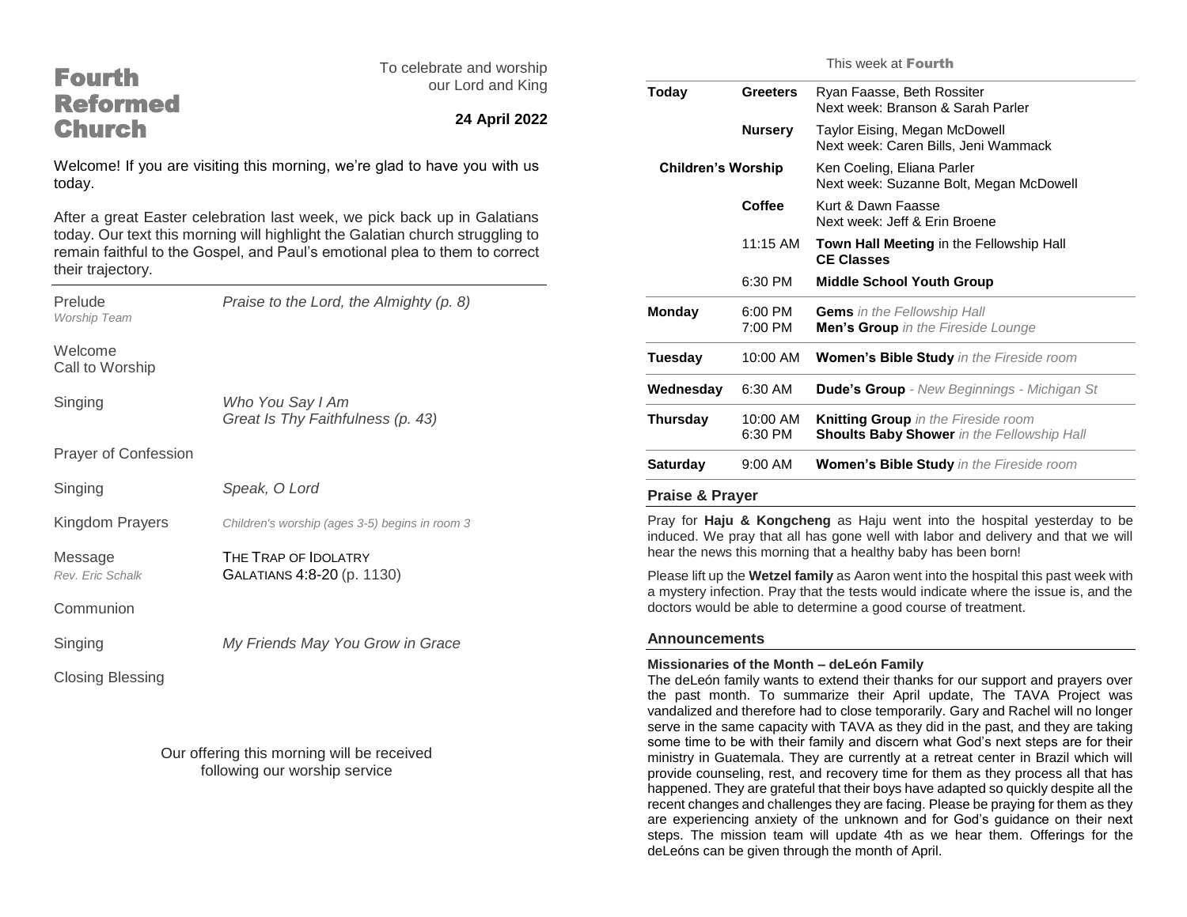# Fourth Reformed Church

To celebrate and worship our Lord and King

**24 April 2022**

Welcome! If you are visiting this morning, we're glad to have you with us today.

After a great Easter celebration last week, we pick back up in Galatians today. Our text this morning will highlight the Galatian church struggling to remain faithful to the Gospel, and Paul's emotional plea to them to correct their trajectory.

---

Prelude
*Worship Team* — *Praise to the Lord, the Almighty (p. 8)*

Welcome

Call to Worship

Singing — *Who You Say I Am*
*Great Is Thy Faithfulness (p. 43)*

Prayer of Confession

Singing — *Speak, O Lord*

Kingdom Prayers — *Children's worship (ages 3-5) begins in room 3*

Message
*Rev. Eric Schalk* — THE TRAP OF IDOLATRY
GALATIANS 4:8-20 (p. 1130)

Communion

Singing — *My Friends May You Grow in Grace*

Closing Blessing

Our offering this morning will be received following our worship service

---

This week at **Fourth**

| | | |
|---|---|---|
| **Today** | **Greeters** | Ryan Faasse, Beth Rossiter<br>Next week: Branson & Sarah Parler |
| | **Nursery** | Taylor Eising, Megan McDowell<br>Next week: Caren Bills, Jeni Wammack |
| **Children's Worship** | | Ken Coeling, Eliana Parler<br>Next week: Suzanne Bolt, Megan McDowell |
| | **Coffee** | Kurt & Dawn Faasse<br>Next week: Jeff & Erin Broene |
| | 11:15 AM | **Town Hall Meeting** in the Fellowship Hall<br>**CE Classes** |
| | 6:30 PM | **Middle School Youth Group** |
| **Monday** | 6:00 PM<br>7:00 PM | **Gems** *in the Fellowship Hall*<br>**Men's Group** *in the Fireside Lounge* |
| **Tuesday** | 10:00 AM | **Women's Bible Study** *in the Fireside room* |
| **Wednesday** | 6:30 AM | **Dude's Group** *- New Beginnings - Michigan St* |
| **Thursday** | 10:00 AM<br>6:30 PM | **Knitting Group** *in the Fireside room*<br>**Shoults Baby Shower** *in the Fellowship Hall* |
| **Saturday** | 9:00 AM | **Women's Bible Study** *in the Fireside room* |

## Praise & Prayer

Pray for **Haju & Kongcheng** as Haju went into the hospital yesterday to be induced. We pray that all has gone well with labor and delivery and that we will hear the news this morning that a healthy baby has been born!

Please lift up the **Wetzel family** as Aaron went into the hospital this past week with a mystery infection. Pray that the tests would indicate where the issue is, and the doctors would be able to determine a good course of treatment.

## Announcements

**Missionaries of the Month – deLeón Family**

The deLeón family wants to extend their thanks for our support and prayers over the past month. To summarize their April update, The TAVA Project was vandalized and therefore had to close temporarily. Gary and Rachel will no longer serve in the same capacity with TAVA as they did in the past, and they are taking some time to be with their family and discern what God's next steps are for their ministry in Guatemala. They are currently at a retreat center in Brazil which will provide counseling, rest, and recovery time for them as they process all that has happened. They are grateful that their boys have adapted so quickly despite all the recent changes and challenges they are facing. Please be praying for them as they are experiencing anxiety of the unknown and for God's guidance on their next steps. The mission team will update 4th as we hear them. Offerings for the deLeóns can be given through the month of April.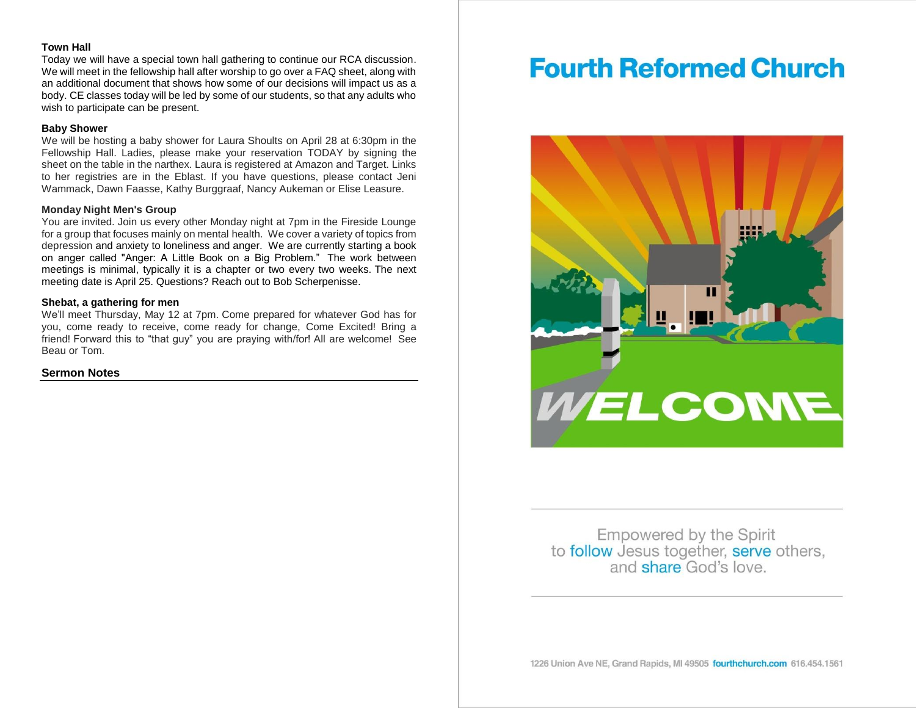**Town Hall**

Today we will have a special town hall gathering to continue our RCA discussion. We will meet in the fellowship hall after worship to go over a FAQ sheet, along with an additional document that shows how some of our decisions will impact us as a body. CE classes today will be led by some of our students, so that any adults who wish to participate can be present.

**Baby Shower**

We will be hosting a baby shower for Laura Shoults on April 28 at 6:30pm in the Fellowship Hall. Ladies, please make your reservation TODAY by signing the sheet on the table in the narthex. Laura is registered at Amazon and Target. Links to her registries are in the Eblast. If you have questions, please contact Jeni Wammack, Dawn Faasse, Kathy Burggraaf, Nancy Aukeman or Elise Leasure.

**Monday Night Men's Group**

You are invited. Join us every other Monday night at 7pm in the Fireside Lounge for a group that focuses mainly on mental health. We cover a variety of topics from depression and anxiety to loneliness and anger. We are currently starting a book on anger called "Anger: A Little Book on a Big Problem." The work between meetings is minimal, typically it is a chapter or two every two weeks. The next meeting date is April 25. Questions? Reach out to Bob Scherpenisse.

**Shebat, a gathering for men**

We'll meet Thursday, May 12 at 7pm. Come prepared for whatever God has for you, come ready to receive, come ready for change, Come Excited! Bring a friend! Forward this to "that guy" you are praying with/for! All are welcome! See Beau or Tom.

**Sermon Notes**

# Fourth Reformed Church

WELCOME

Empowered by the Spirit
to follow Jesus together, serve others,
and share God's love.

1226 Union Ave NE, Grand Rapids, MI 49505 fourthchurch.com 616.454.1561